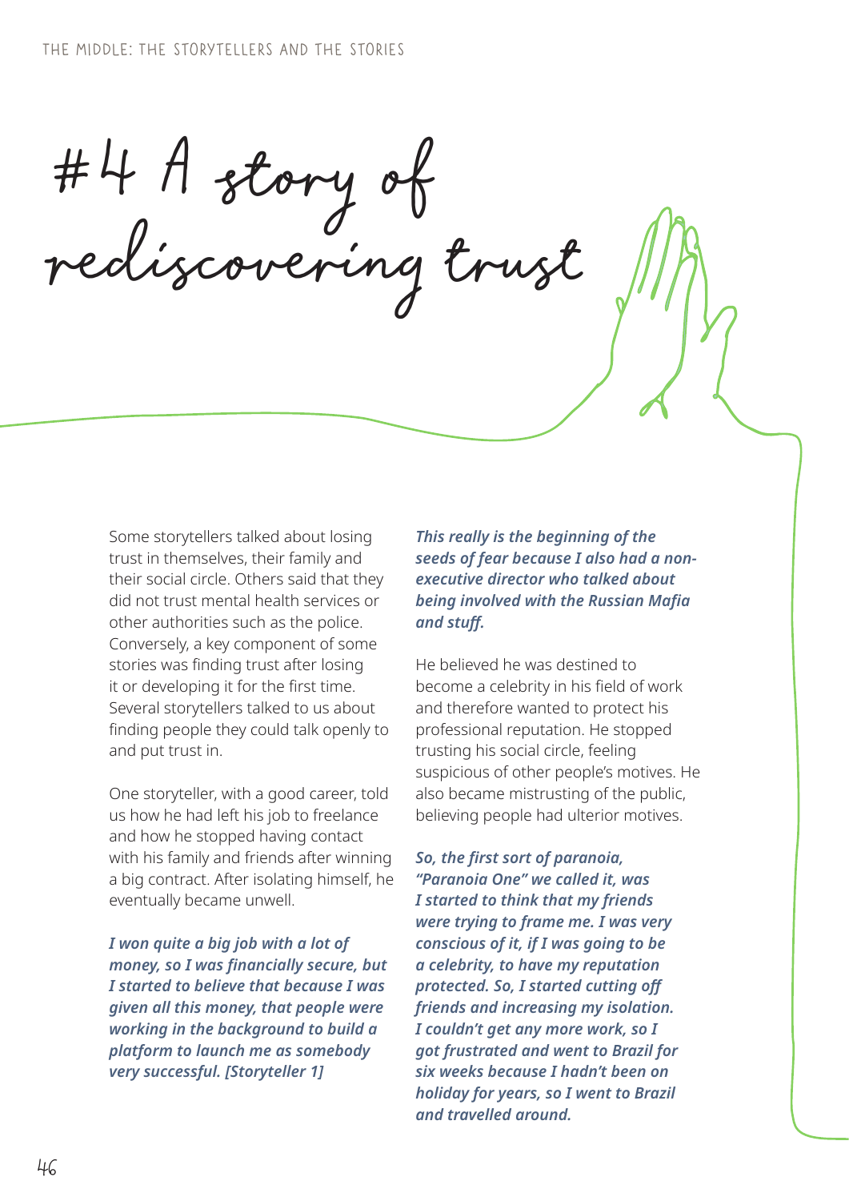# #4 A story of rediscovering trust

Some storytellers talked about losing trust in themselves, their family and their social circle. Others said that they did not trust mental health services or other authorities such as the police. Conversely, a key component of some stories was finding trust after losing it or developing it for the first time. Several storytellers talked to us about finding people they could talk openly to and put trust in.

One storyteller, with a good career, told us how he had left his job to freelance and how he stopped having contact with his family and friends after winning a big contract. After isolating himself, he eventually became unwell.

***I won quite a big job with a lot of money, so I was financially secure, but I started to believe that because I was given all this money, that people were working in the background to build a platform to launch me as somebody very successful. [Storyteller 1]***

***This really is the beginning of the seeds of fear because I also had a non-executive director who talked about being involved with the Russian Mafia and stuff.***

He believed he was destined to become a celebrity in his field of work and therefore wanted to protect his professional reputation. He stopped trusting his social circle, feeling suspicious of other people's motives. He also became mistrusting of the public, believing people had ulterior motives.

***So, the first sort of paranoia, "Paranoia One" we called it, was I started to think that my friends were trying to frame me. I was very conscious of it, if I was going to be a celebrity, to have my reputation protected. So, I started cutting off friends and increasing my isolation. I couldn't get any more work, so I got frustrated and went to Brazil for six weeks because I hadn't been on holiday for years, so I went to Brazil and travelled around.***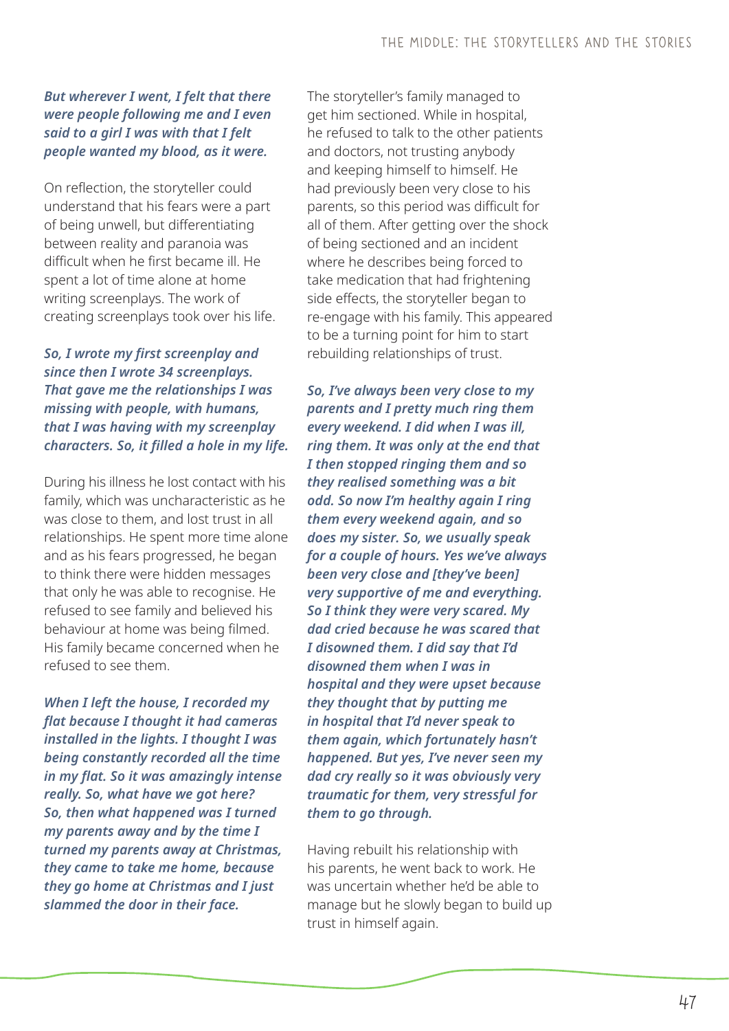***But wherever I went, I felt that there were people following me and I even said to a girl I was with that I felt people wanted my blood, as it were.***

On reflection, the storyteller could understand that his fears were a part of being unwell, but differentiating between reality and paranoia was difficult when he first became ill. He spent a lot of time alone at home writing screenplays. The work of creating screenplays took over his life.

***So, I wrote my first screenplay and since then I wrote 34 screenplays. That gave me the relationships I was missing with people, with humans, that I was having with my screenplay characters. So, it filled a hole in my life.***

During his illness he lost contact with his family, which was uncharacteristic as he was close to them, and lost trust in all relationships. He spent more time alone and as his fears progressed, he began to think there were hidden messages that only he was able to recognise. He refused to see family and believed his behaviour at home was being filmed. His family became concerned when he refused to see them.

***When I left the house, I recorded my flat because I thought it had cameras installed in the lights. I thought I was being constantly recorded all the time in my flat. So it was amazingly intense really. So, what have we got here? So, then what happened was I turned my parents away and by the time I turned my parents away at Christmas, they came to take me home, because they go home at Christmas and I just slammed the door in their face.***

The storyteller's family managed to get him sectioned. While in hospital, he refused to talk to the other patients and doctors, not trusting anybody and keeping himself to himself. He had previously been very close to his parents, so this period was difficult for all of them. After getting over the shock of being sectioned and an incident where he describes being forced to take medication that had frightening side effects, the storyteller began to re-engage with his family. This appeared to be a turning point for him to start rebuilding relationships of trust.

***So, I've always been very close to my parents and I pretty much ring them every weekend. I did when I was ill, ring them. It was only at the end that I then stopped ringing them and so they realised something was a bit odd. So now I'm healthy again I ring them every weekend again, and so does my sister. So, we usually speak for a couple of hours. Yes we've always been very close and [they've been] very supportive of me and everything. So I think they were very scared. My dad cried because he was scared that I disowned them. I did say that I'd disowned them when I was in hospital and they were upset because they thought that by putting me in hospital that I'd never speak to them again, which fortunately hasn't happened. But yes, I've never seen my dad cry really so it was obviously very traumatic for them, very stressful for them to go through.***

Having rebuilt his relationship with his parents, he went back to work. He was uncertain whether he'd be able to manage but he slowly began to build up trust in himself again.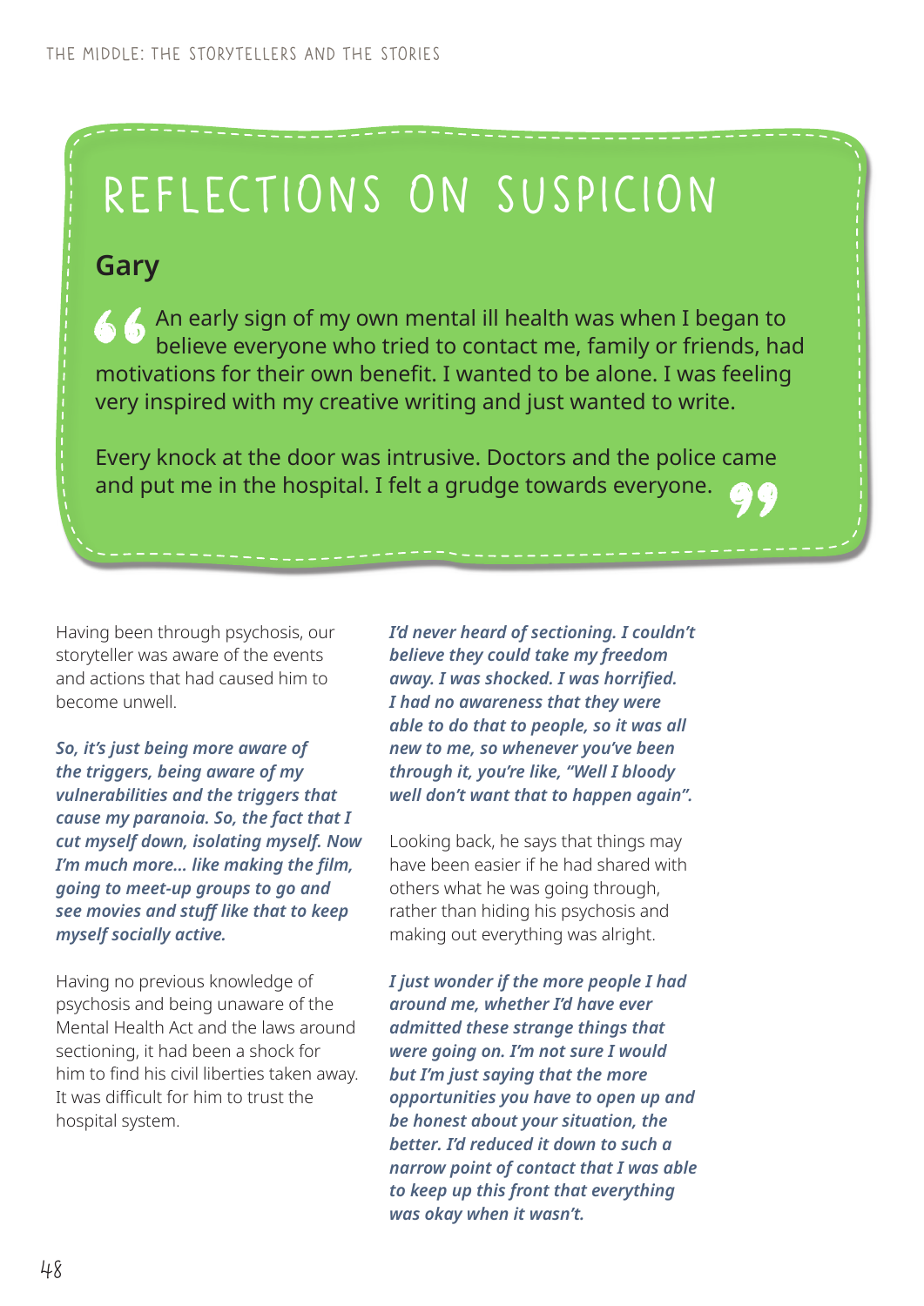# REFLECTIONS ON SUSPICION

## Gary

> An early sign of my own mental ill health was when I began to believe everyone who tried to contact me, family or friends, had motivations for their own benefit. I wanted to be alone. I was feeling very inspired with my creative writing and just wanted to write.
>
> Every knock at the door was intrusive. Doctors and the police came and put me in the hospital. I felt a grudge towards everyone.

Having been through psychosis, our storyteller was aware of the events and actions that had caused him to become unwell.

***So, it's just being more aware of the triggers, being aware of my vulnerabilities and the triggers that cause my paranoia. So, the fact that I cut myself down, isolating myself. Now I'm much more... like making the film, going to meet-up groups to go and see movies and stuff like that to keep myself socially active.***

Having no previous knowledge of psychosis and being unaware of the Mental Health Act and the laws around sectioning, it had been a shock for him to find his civil liberties taken away. It was difficult for him to trust the hospital system.

***I'd never heard of sectioning. I couldn't believe they could take my freedom away. I was shocked. I was horrified. I had no awareness that they were able to do that to people, so it was all new to me, so whenever you've been through it, you're like, "Well I bloody well don't want that to happen again".***

Looking back, he says that things may have been easier if he had shared with others what he was going through, rather than hiding his psychosis and making out everything was alright.

***I just wonder if the more people I had around me, whether I'd have ever admitted these strange things that were going on. I'm not sure I would but I'm just saying that the more opportunities you have to open up and be honest about your situation, the better. I'd reduced it down to such a narrow point of contact that I was able to keep up this front that everything was okay when it wasn't.***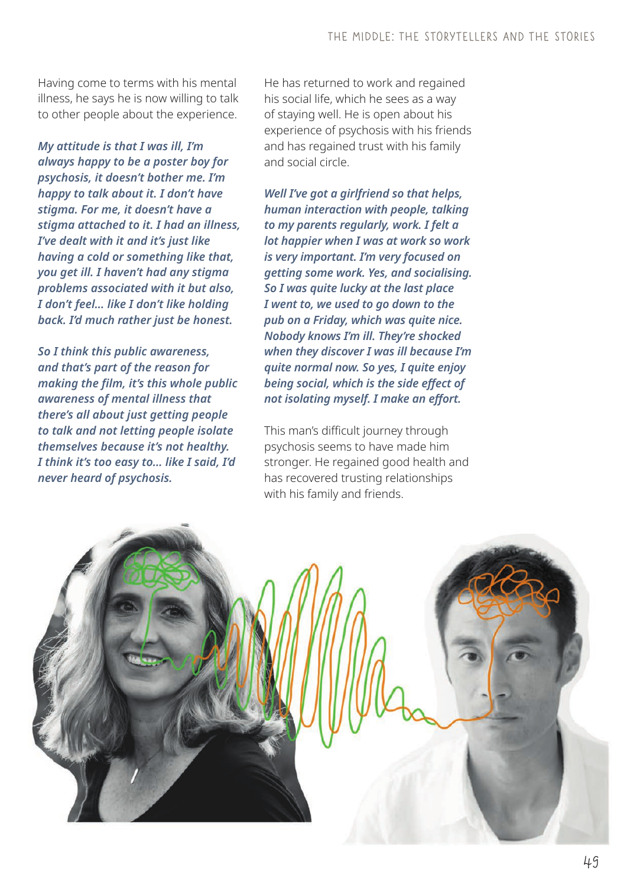Having come to terms with his mental illness, he says he is now willing to talk to other people about the experience.

***My attitude is that I was ill, I'm always happy to be a poster boy for psychosis, it doesn't bother me. I'm happy to talk about it. I don't have stigma. For me, it doesn't have a stigma attached to it. I had an illness, I've dealt with it and it's just like having a cold or something like that, you get ill. I haven't had any stigma problems associated with it but also, I don't feel... like I don't like holding back. I'd much rather just be honest.***

***So I think this public awareness, and that's part of the reason for making the film, it's this whole public awareness of mental illness that there's all about just getting people to talk and not letting people isolate themselves because it's not healthy. I think it's too easy to... like I said, I'd never heard of psychosis.***

He has returned to work and regained his social life, which he sees as a way of staying well. He is open about his experience of psychosis with his friends and has regained trust with his family and social circle.

***Well I've got a girlfriend so that helps, human interaction with people, talking to my parents regularly, work. I felt a lot happier when I was at work so work is very important. I'm very focused on getting some work. Yes, and socialising. So I was quite lucky at the last place I went to, we used to go down to the pub on a Friday, which was quite nice. Nobody knows I'm ill. They're shocked when they discover I was ill because I'm quite normal now. So yes, I quite enjoy being social, which is the side effect of not isolating myself. I make an effort.***

This man's difficult journey through psychosis seems to have made him stronger. He regained good health and has recovered trusting relationships with his family and friends.